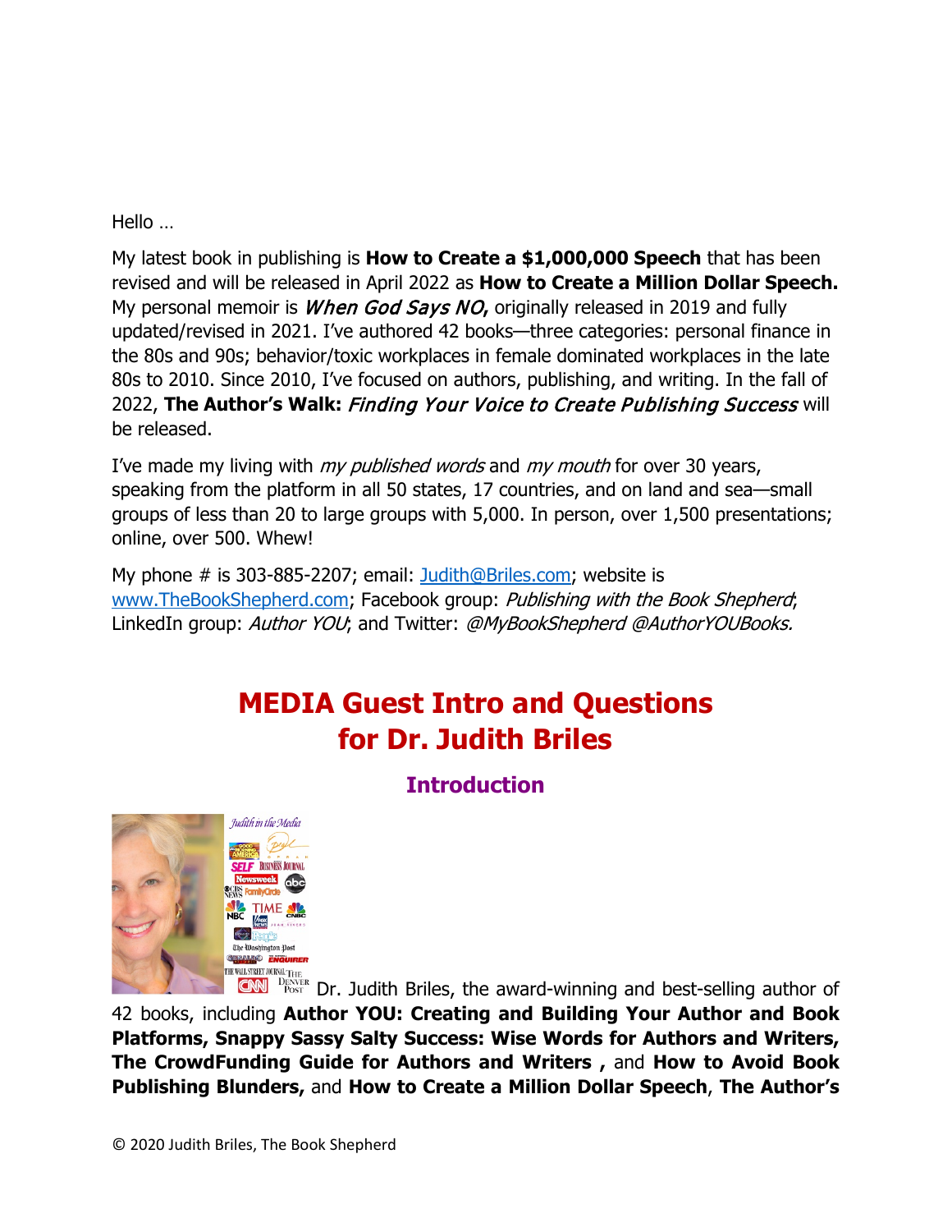Hello …

My latest book in publishing is **How to Create a $1,000,000 Speech** that has been revised and will be released in April 2022 as **How to Create a Million Dollar Speech.** My personal memoir is ***When God Says NO*****,** originally released in 2019 and fully updated/revised in 2021. I've authored 42 books—three categories: personal finance in the 80s and 90s; behavior/toxic workplaces in female dominated workplaces in the late 80s to 2010. Since 2010, I've focused on authors, publishing, and writing. In the fall of 2022, **The Author's Walk:** ***Finding Your Voice to Create Publishing Success*** will be released.

I've made my living with *my published words* and *my mouth* for over 30 years, speaking from the platform in all 50 states, 17 countries, and on land and sea—small groups of less than 20 to large groups with 5,000. In person, over 1,500 presentations; online, over 500. Whew!

My phone # is 303-885-2207; email: Judith@Briles.com; website is www.TheBookShepherd.com; Facebook group: *Publishing with the Book Shepherd*; LinkedIn group: *Author YOU*; and Twitter: *@MyBookShepherd @AuthorYOUBooks.*

# MEDIA Guest Intro and Questions for Dr. Judith Briles

## Introduction

Dr. Judith Briles, the award-winning and best-selling author of 42 books, including **Author YOU: Creating and Building Your Author and Book Platforms, Snappy Sassy Salty Success: Wise Words for Authors and Writers, The CrowdFunding Guide for Authors and Writers ,** and **How to Avoid Book Publishing Blunders,** and **How to Create a Million Dollar Speech**, **The Author's**

© 2020 Judith Briles, The Book Shepherd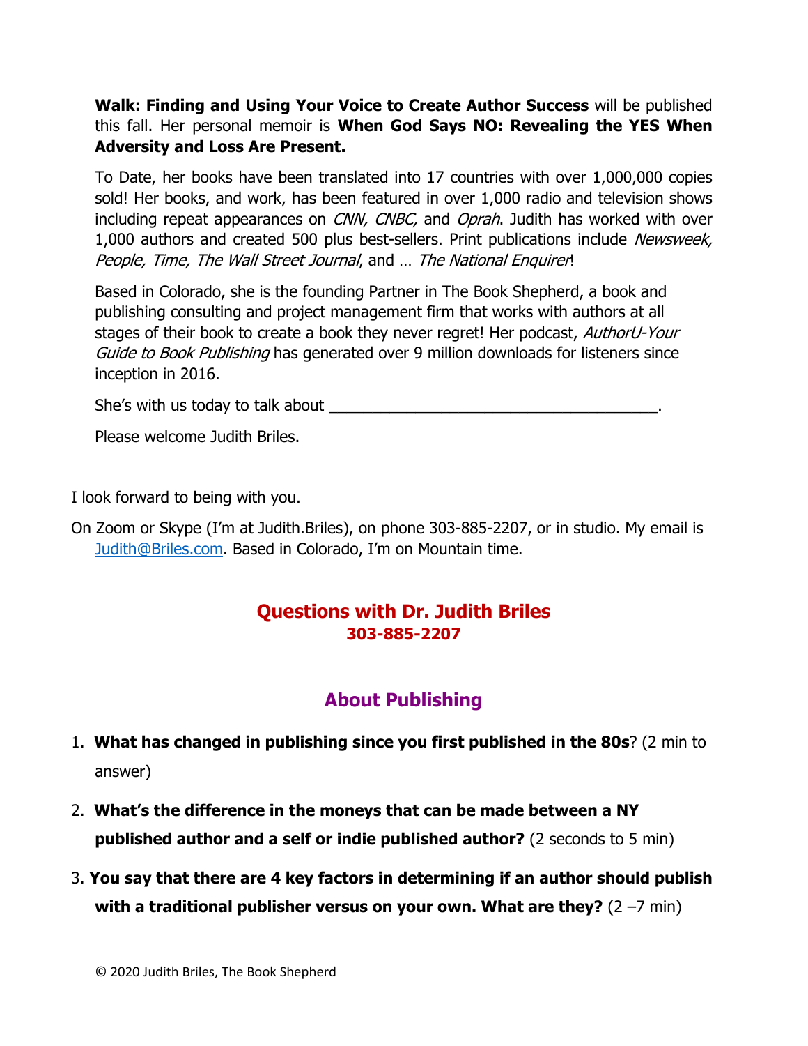**Walk: Finding and Using Your Voice to Create Author Success** will be published this fall. Her personal memoir is **When God Says NO: Revealing the YES When Adversity and Loss Are Present.**

To Date, her books have been translated into 17 countries with over 1,000,000 copies sold! Her books, and work, has been featured in over 1,000 radio and television shows including repeat appearances on *CNN, CNBC,* and *Oprah*. Judith has worked with over 1,000 authors and created 500 plus best-sellers. Print publications include *Newsweek, People, Time, The Wall Street Journal*, and … *The National Enquirer*!

Based in Colorado, she is the founding Partner in The Book Shepherd, a book and publishing consulting and project management firm that works with authors at all stages of their book to create a book they never regret! Her podcast, *AuthorU-Your Guide to Book Publishing* has generated over 9 million downloads for listeners since inception in 2016.

She's with us today to talk about _____________________________________.

Please welcome Judith Briles.

I look forward to being with you.

On Zoom or Skype (I'm at Judith.Briles), on phone 303-885-2207, or in studio. My email is Judith@Briles.com. Based in Colorado, I'm on Mountain time.

## Questions with Dr. Judith Briles

**303-885-2207**

## About Publishing

1. **What has changed in publishing since you first published in the 80s**? (2 min to answer)
2. **What's the difference in the moneys that can be made between a NY published author and a self or indie published author?** (2 seconds to 5 min)
3. **You say that there are 4 key factors in determining if an author should publish with a traditional publisher versus on your own. What are they?** (2 –7 min)

© 2020 Judith Briles, The Book Shepherd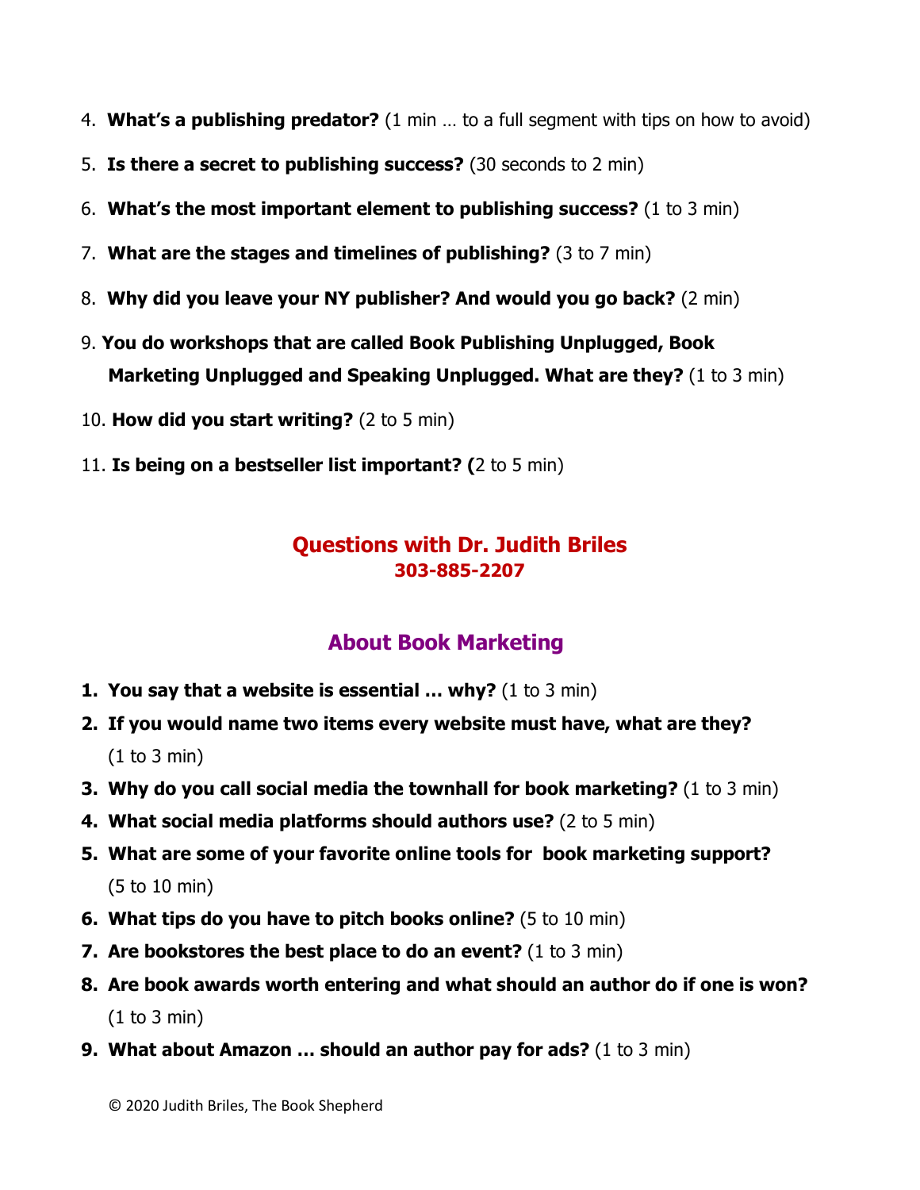4. **What's a publishing predator?** (1 min … to a full segment with tips on how to avoid)
5. **Is there a secret to publishing success?** (30 seconds to 2 min)
6. **What's the most important element to publishing success?** (1 to 3 min)
7. **What are the stages and timelines of publishing?** (3 to 7 min)
8. **Why did you leave your NY publisher? And would you go back?** (2 min)
9. **You do workshops that are called Book Publishing Unplugged, Book Marketing Unplugged and Speaking Unplugged. What are they?** (1 to 3 min)
10. **How did you start writing?** (2 to 5 min)
11. **Is being on a bestseller list important? (**2 to 5 min)

## Questions with Dr. Judith Briles
**303-885-2207**

### About Book Marketing

1. **You say that a website is essential … why?** (1 to 3 min)
2. **If you would name two items every website must have, what are they?** (1 to 3 min)
3. **Why do you call social media the townhall for book marketing?** (1 to 3 min)
4. **What social media platforms should authors use?** (2 to 5 min)
5. **What are some of your favorite online tools for book marketing support?** (5 to 10 min)
6. **What tips do you have to pitch books online?** (5 to 10 min)
7. **Are bookstores the best place to do an event?** (1 to 3 min)
8. **Are book awards worth entering and what should an author do if one is won?** (1 to 3 min)
9. **What about Amazon … should an author pay for ads?** (1 to 3 min)

© 2020 Judith Briles, The Book Shepherd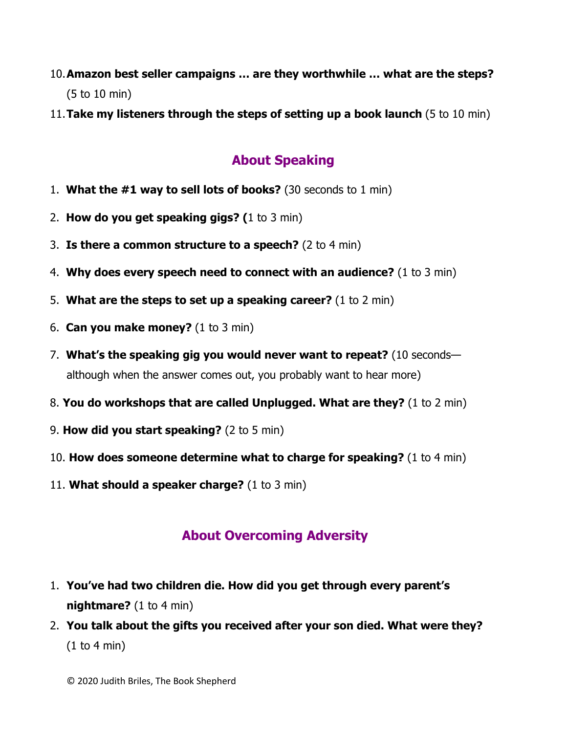10. **Amazon best seller campaigns … are they worthwhile … what are the steps?** (5 to 10 min)
11. **Take my listeners through the steps of setting up a book launch** (5 to 10 min)

## About Speaking

1. **What the #1 way to sell lots of books?** (30 seconds to 1 min)
2. **How do you get speaking gigs? (**1 to 3 min)
3. **Is there a common structure to a speech?** (2 to 4 min)
4. **Why does every speech need to connect with an audience?** (1 to 3 min)
5. **What are the steps to set up a speaking career?** (1 to 2 min)
6. **Can you make money?** (1 to 3 min)
7. **What's the speaking gig you would never want to repeat?** (10 seconds—although when the answer comes out, you probably want to hear more)
8. **You do workshops that are called Unplugged. What are they?** (1 to 2 min)
9. **How did you start speaking?** (2 to 5 min)
10. **How does someone determine what to charge for speaking?** (1 to 4 min)
11. **What should a speaker charge?** (1 to 3 min)

## About Overcoming Adversity

1. **You've had two children die. How did you get through every parent's nightmare?** (1 to 4 min)
2. **You talk about the gifts you received after your son died. What were they?** (1 to 4 min)

© 2020 Judith Briles, The Book Shepherd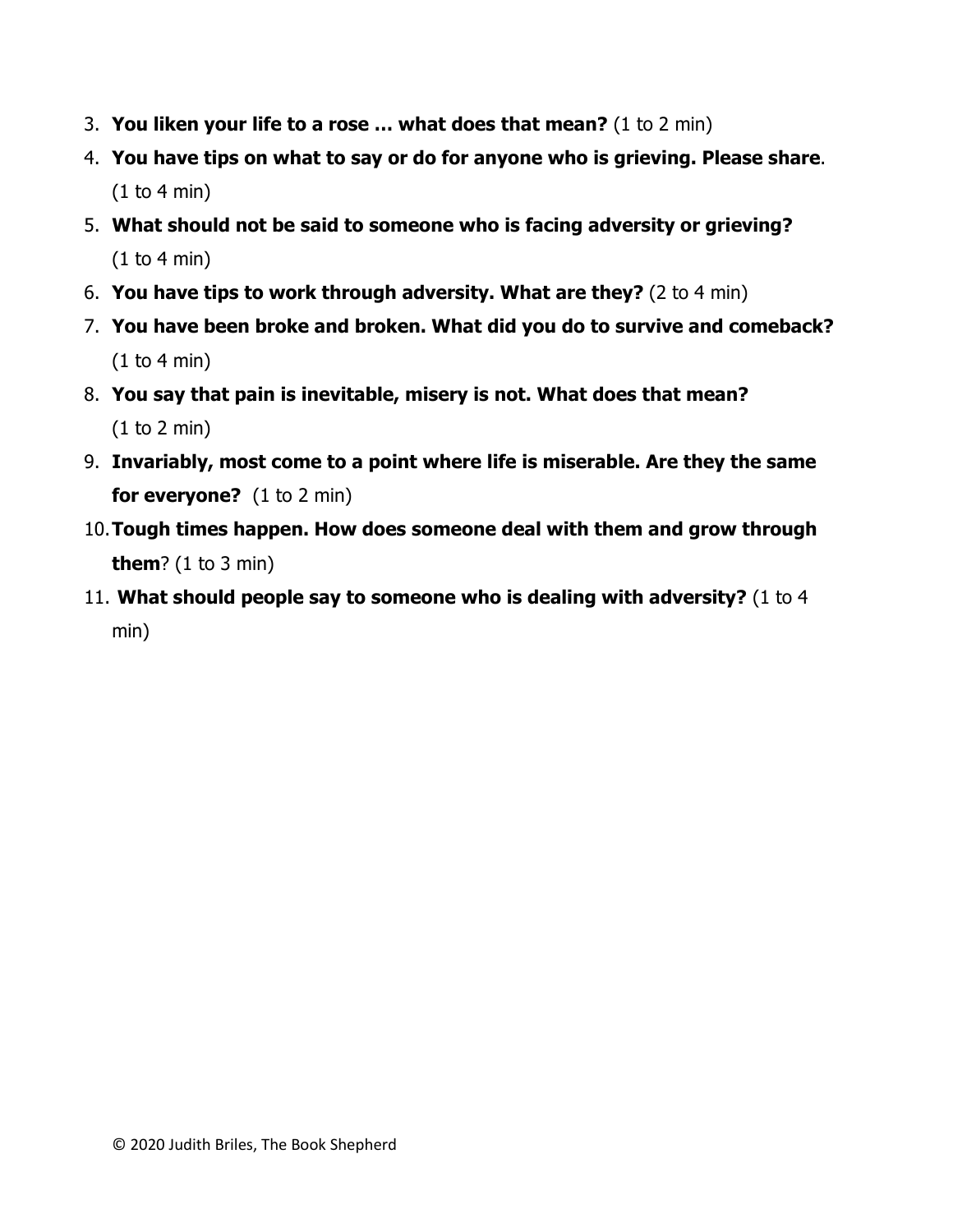3. **You liken your life to a rose … what does that mean?** (1 to 2 min)
4. **You have tips on what to say or do for anyone who is grieving. Please share**. (1 to 4 min)
5. **What should not be said to someone who is facing adversity or grieving?** (1 to 4 min)
6. **You have tips to work through adversity. What are they?** (2 to 4 min)
7. **You have been broke and broken. What did you do to survive and comeback?** (1 to 4 min)
8. **You say that pain is inevitable, misery is not. What does that mean?** (1 to 2 min)
9. **Invariably, most come to a point where life is miserable. Are they the same for everyone?** (1 to 2 min)
10. **Tough times happen. How does someone deal with them and grow through them**? (1 to 3 min)
11. **What should people say to someone who is dealing with adversity?** (1 to 4 min)

© 2020 Judith Briles, The Book Shepherd